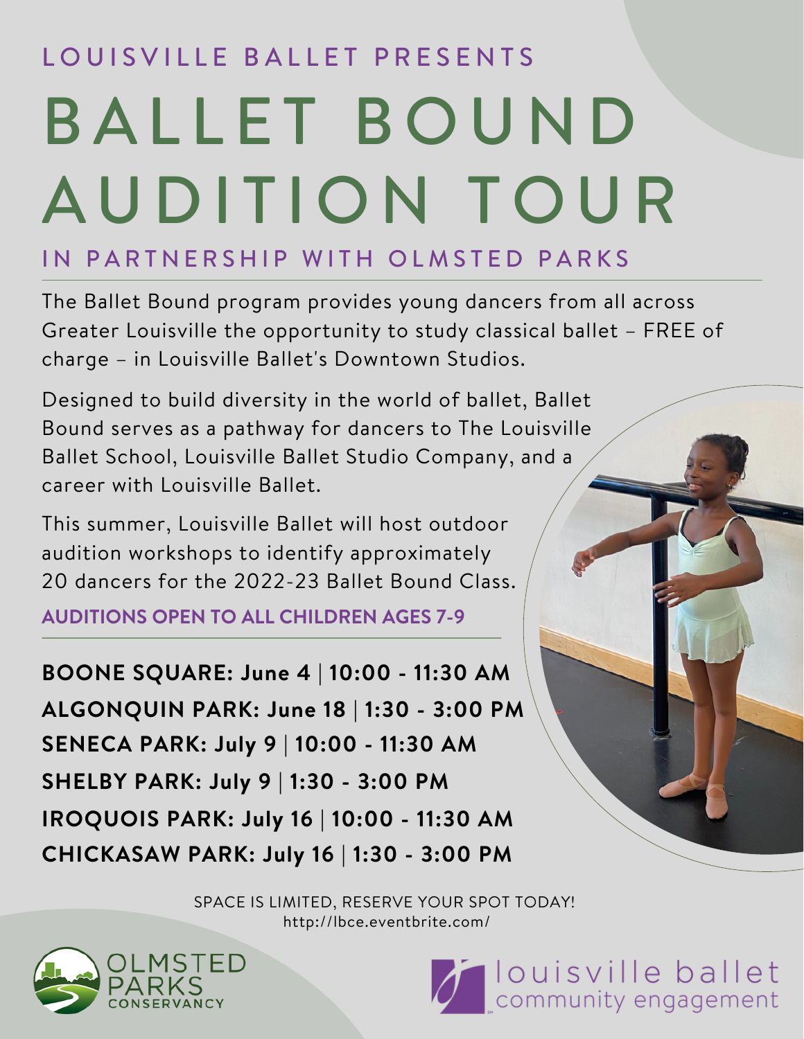LOUISVILLE BALLET PRESENTS

# BALLET BOUND AUDITION TOUR

## IN PARTNERSHIP WITH OLMSTED PARKS

The Ballet Bound program provides young dancers from all across Greater Louisville the opportunity to study classical ballet – FREE of charge – in Louisville Ballet's Downtown Studios.

Designed to build diversity in the world of ballet, Ballet Bound serves as a pathway for dancers to The Louisville Ballet School, Louisville Ballet Studio Company, and a career with Louisville Ballet.

This summer, Louisville Ballet will host outdoor audition workshops to identify approximately 20 dancers for the 2022-23 Ballet Bound Class.

**AUDITIONS OPEN TO ALL CHILDREN AGES 7-9**

**BOONE SQUARE: June 4 | 10:00 - 11:30 AM**
**ALGONQUIN PARK: June 18 | 1:30 - 3:00 PM**
**SENECA PARK: July 9 | 10:00 - 11:30 AM**
**SHELBY PARK: July 9 | 1:30 - 3:00 PM**
**IROQUOIS PARK: July 16 | 10:00 - 11:30 AM**
**CHICKASAW PARK: July 16 | 1:30 - 3:00 PM**

SPACE IS LIMITED, RESERVE YOUR SPOT TODAY!
http://lbce.eventbrite.com/

OLMSTED PARKS CONSERVANCY

louisville ballet community engagement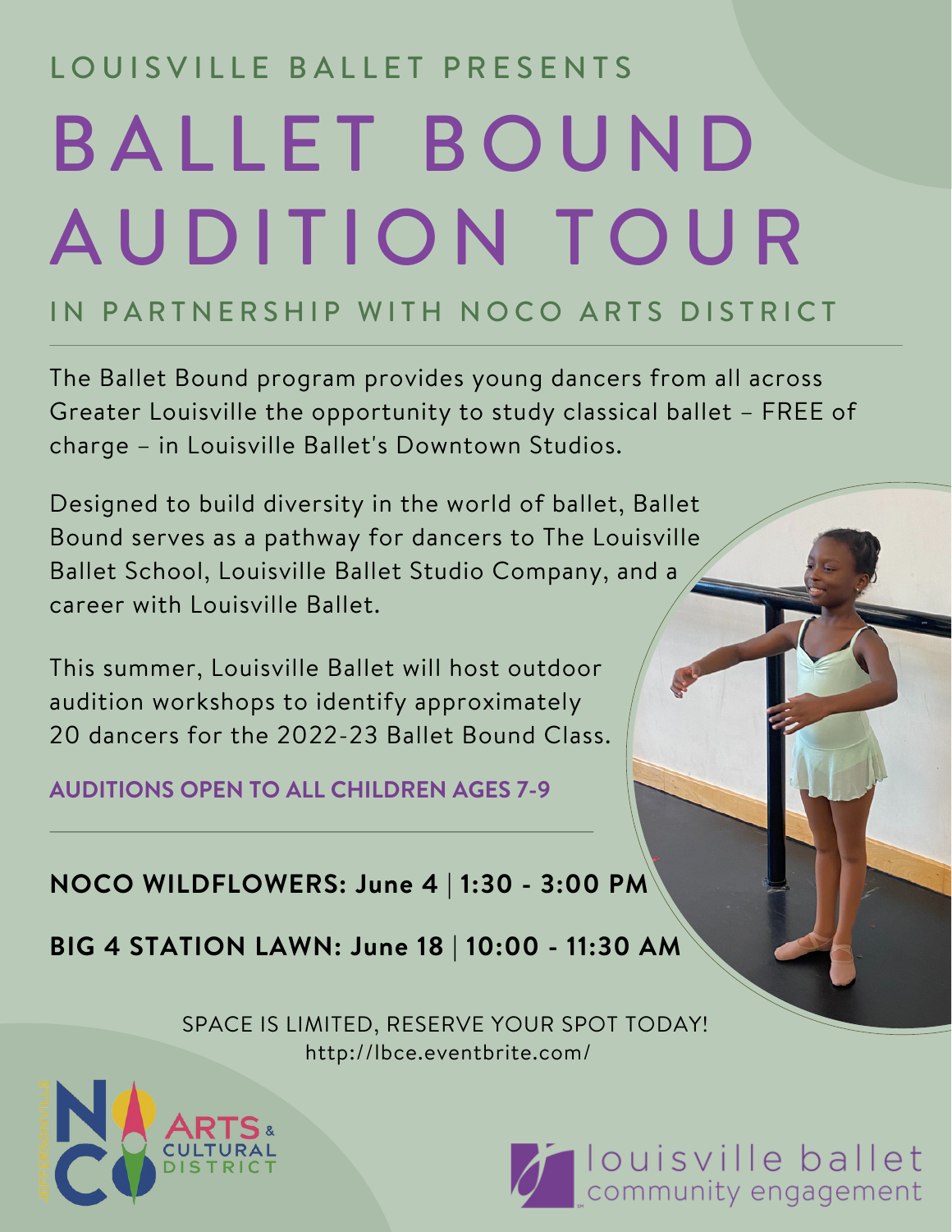LOUISVILLE BALLET PRESENTS

# BALLET BOUND AUDITION TOUR

## IN PARTNERSHIP WITH NOCO ARTS DISTRICT

The Ballet Bound program provides young dancers from all across Greater Louisville the opportunity to study classical ballet – FREE of charge – in Louisville Ballet's Downtown Studios.

Designed to build diversity in the world of ballet, Ballet Bound serves as a pathway for dancers to The Louisville Ballet School, Louisville Ballet Studio Company, and a career with Louisville Ballet.

This summer, Louisville Ballet will host outdoor audition workshops to identify approximately 20 dancers for the 2022-23 Ballet Bound Class.

**AUDITIONS OPEN TO ALL CHILDREN AGES 7-9**

**NOCO WILDFLOWERS: June 4 | 1:30 - 3:00 PM**

**BIG 4 STATION LAWN: June 18 | 10:00 - 11:30 AM**

SPACE IS LIMITED, RESERVE YOUR SPOT TODAY!
http://lbce.eventbrite.com/

JEFFERSONVILLE NOCO ARTS & CULTURAL DISTRICT

louisville ballet community engagement